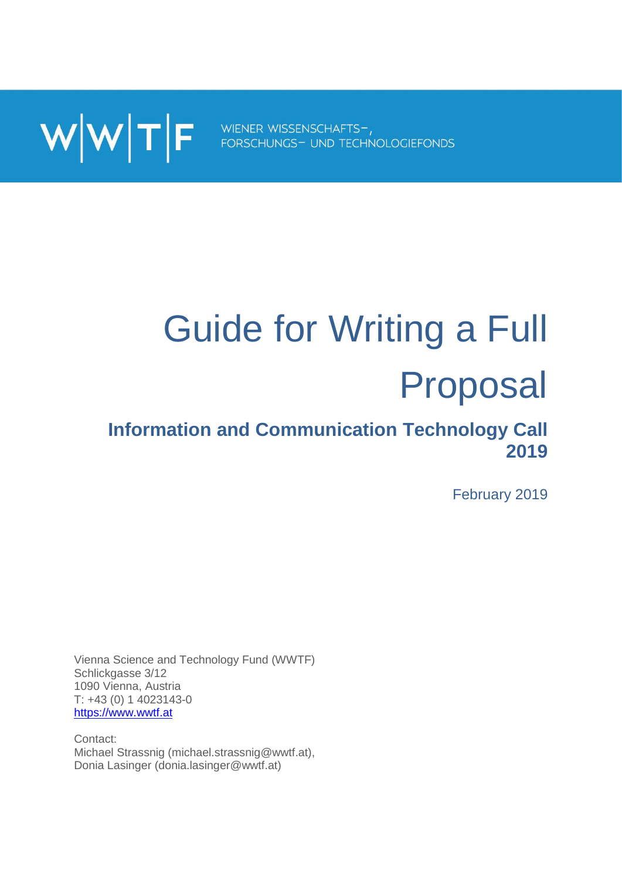W|W|T|F WIENER WISSENSCHAFTS-, FORSCHUNGS- UND TECHNOLOGIEFONDS

# Guide for Writing a Full Proposal

## Information and Communication Technology Call 2019

February 2019

Vienna Science and Technology Fund (WWTF)
Schlickgasse 3/12
1090 Vienna, Austria
T: +43 (0) 1 4023143-0
https://www.wwtf.at

Contact:
Michael Strassnig (michael.strassnig@wwtf.at),
Donia Lasinger (donia.lasinger@wwtf.at)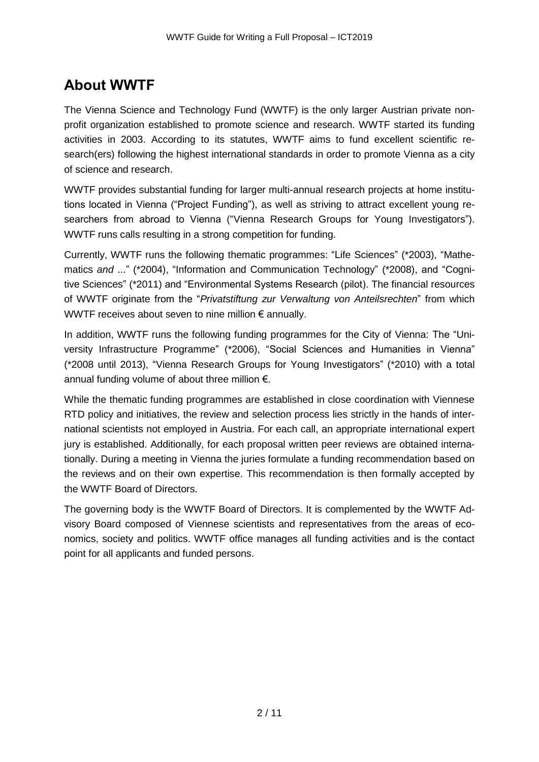# About WWTF

The Vienna Science and Technology Fund (WWTF) is the only larger Austrian private non-profit organization established to promote science and research. WWTF started its funding activities in 2003. According to its statutes, WWTF aims to fund excellent scientific research(ers) following the highest international standards in order to promote Vienna as a city of science and research.

WWTF provides substantial funding for larger multi-annual research projects at home institutions located in Vienna ("Project Funding"), as well as striving to attract excellent young researchers from abroad to Vienna ("Vienna Research Groups for Young Investigators"). WWTF runs calls resulting in a strong competition for funding.

Currently, WWTF runs the following thematic programmes: "Life Sciences" (*2003), "Mathematics *and* ..." (*2004), "Information and Communication Technology" (*2008), and "Cognitive Sciences" (*2011) and "Environmental Systems Research (pilot). The financial resources of WWTF originate from the "*Privatstiftung zur Verwaltung von Anteilsrechten*" from which WWTF receives about seven to nine million € annually.

In addition, WWTF runs the following funding programmes for the City of Vienna: The "University Infrastructure Programme" (*2006), "Social Sciences and Humanities in Vienna" (*2008 until 2013), "Vienna Research Groups for Young Investigators" (*2010) with a total annual funding volume of about three million €.

While the thematic funding programmes are established in close coordination with Viennese RTD policy and initiatives, the review and selection process lies strictly in the hands of international scientists not employed in Austria. For each call, an appropriate international expert jury is established. Additionally, for each proposal written peer reviews are obtained internationally. During a meeting in Vienna the juries formulate a funding recommendation based on the reviews and on their own expertise. This recommendation is then formally accepted by the WWTF Board of Directors.

The governing body is the WWTF Board of Directors. It is complemented by the WWTF Advisory Board composed of Viennese scientists and representatives from the areas of economics, society and politics. WWTF office manages all funding activities and is the contact point for all applicants and funded persons.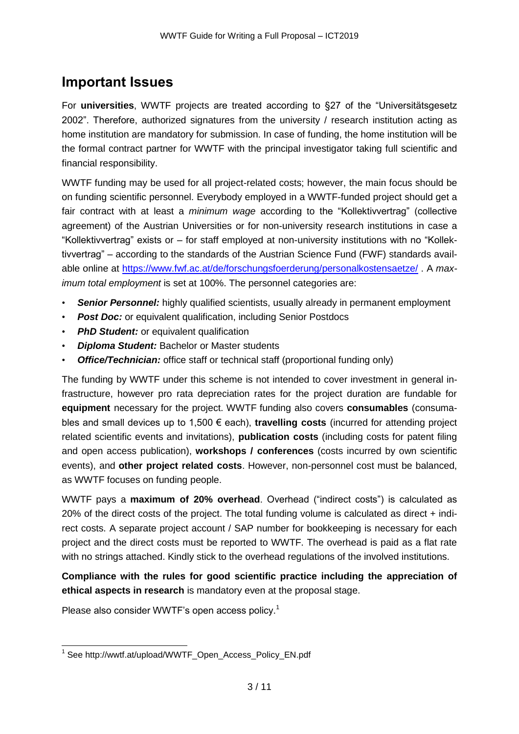# Important Issues

For **universities**, WWTF projects are treated according to §27 of the "Universitätsgesetz 2002". Therefore, authorized signatures from the university / research institution acting as home institution are mandatory for submission. In case of funding, the home institution will be the formal contract partner for WWTF with the principal investigator taking full scientific and financial responsibility.

WWTF funding may be used for all project-related costs; however, the main focus should be on funding scientific personnel. Everybody employed in a WWTF-funded project should get a fair contract with at least a *minimum wage* according to the "Kollektivvertrag" (collective agreement) of the Austrian Universities or for non-university research institutions in case a "Kollektivvertrag" exists or – for staff employed at non-university institutions with no "Kollektivvertrag" – according to the standards of the Austrian Science Fund (FWF) standards available online at https://www.fwf.ac.at/de/forschungsfoerderung/personalkostensaetze/ . A *maximum total employment* is set at 100%. The personnel categories are:

- ***Senior Personnel:*** highly qualified scientists, usually already in permanent employment
- ***Post Doc:*** or equivalent qualification, including Senior Postdocs
- ***PhD Student:*** or equivalent qualification
- ***Diploma Student:*** Bachelor or Master students
- ***Office/Technician:*** office staff or technical staff (proportional funding only)

The funding by WWTF under this scheme is not intended to cover investment in general infrastructure, however pro rata depreciation rates for the project duration are fundable for **equipment** necessary for the project. WWTF funding also covers **consumables** (consumables and small devices up to 1,500 € each), **travelling costs** (incurred for attending project related scientific events and invitations), **publication costs** (including costs for patent filing and open access publication), **workshops / conferences** (costs incurred by own scientific events), and **other project related costs**. However, non-personnel cost must be balanced, as WWTF focuses on funding people.

WWTF pays a **maximum of 20% overhead**. Overhead ("indirect costs") is calculated as 20% of the direct costs of the project. The total funding volume is calculated as direct + indirect costs. A separate project account / SAP number for bookkeeping is necessary for each project and the direct costs must be reported to WWTF. The overhead is paid as a flat rate with no strings attached. Kindly stick to the overhead regulations of the involved institutions.

**Compliance with the rules for good scientific practice including the appreciation of ethical aspects in research** is mandatory even at the proposal stage.

Please also consider WWTF's open access policy.[1]

[1] See http://wwtf.at/upload/WWTF_Open_Access_Policy_EN.pdf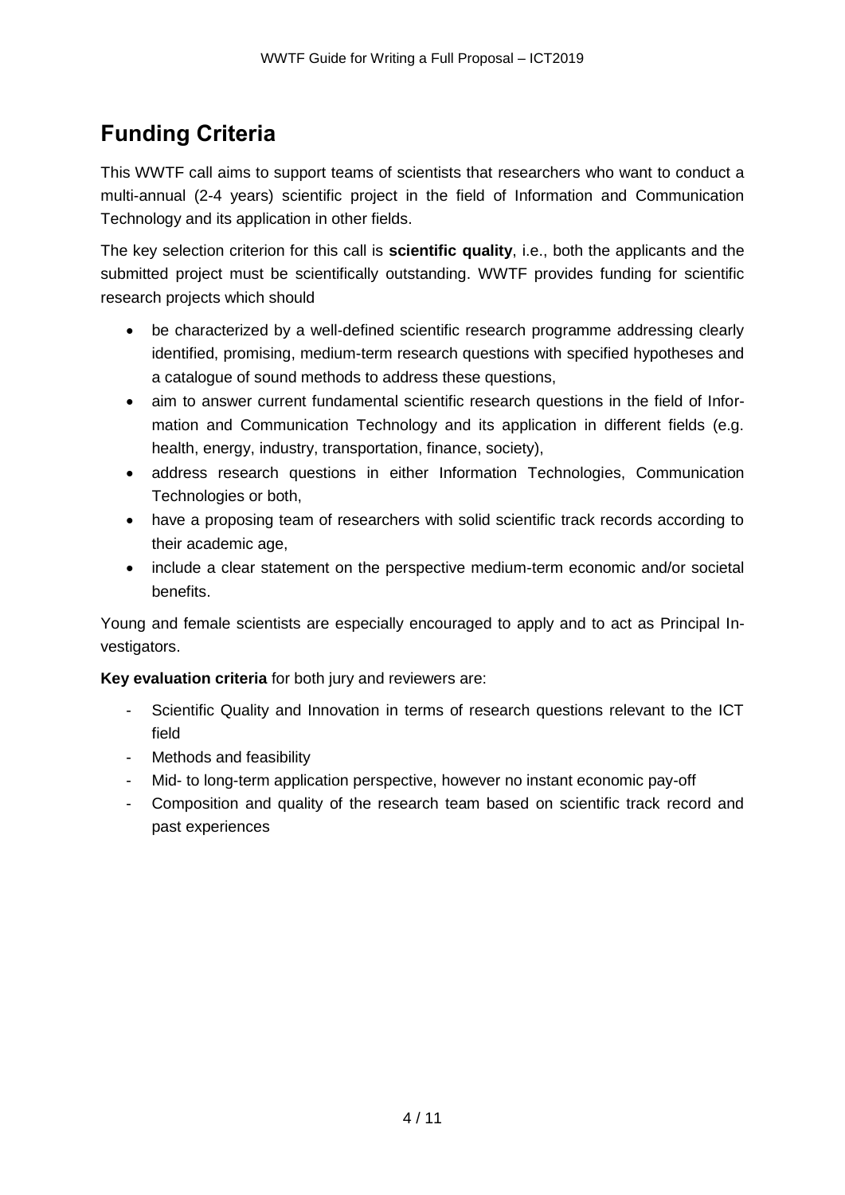# Funding Criteria

This WWTF call aims to support teams of scientists that researchers who want to conduct a multi-annual (2-4 years) scientific project in the field of Information and Communication Technology and its application in other fields.

The key selection criterion for this call is **scientific quality**, i.e., both the applicants and the submitted project must be scientifically outstanding. WWTF provides funding for scientific research projects which should

- be characterized by a well-defined scientific research programme addressing clearly identified, promising, medium-term research questions with specified hypotheses and a catalogue of sound methods to address these questions,
- aim to answer current fundamental scientific research questions in the field of Information and Communication Technology and its application in different fields (e.g. health, energy, industry, transportation, finance, society),
- address research questions in either Information Technologies, Communication Technologies or both,
- have a proposing team of researchers with solid scientific track records according to their academic age,
- include a clear statement on the perspective medium-term economic and/or societal benefits.

Young and female scientists are especially encouraged to apply and to act as Principal Investigators.

**Key evaluation criteria** for both jury and reviewers are:

- Scientific Quality and Innovation in terms of research questions relevant to the ICT field
- Methods and feasibility
- Mid- to long-term application perspective, however no instant economic pay-off
- Composition and quality of the research team based on scientific track record and past experiences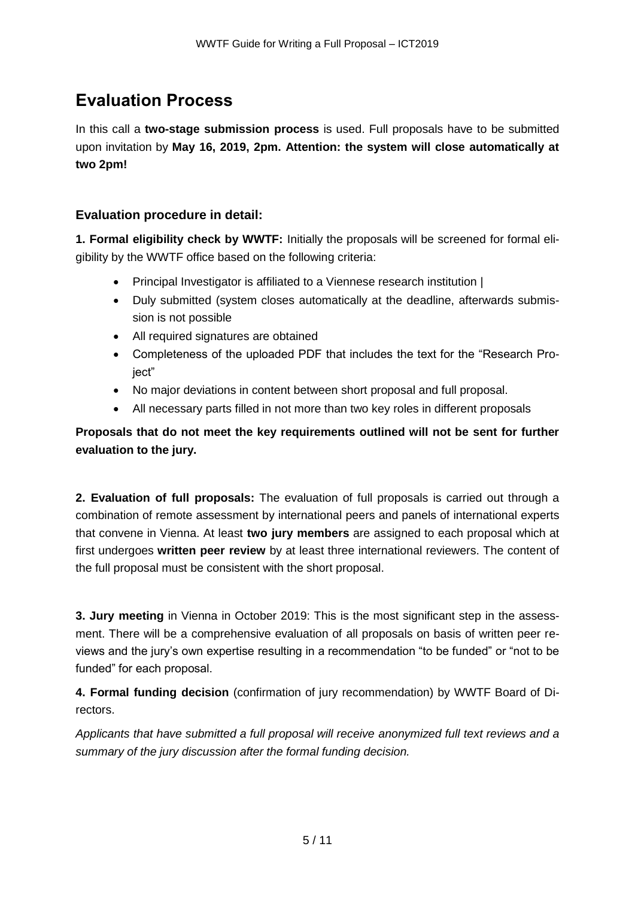# Evaluation Process

In this call a **two-stage submission process** is used. Full proposals have to be submitted upon invitation by **May 16, 2019, 2pm. Attention: the system will close automatically at two 2pm!**

### Evaluation procedure in detail:

**1. Formal eligibility check by WWTF:** Initially the proposals will be screened for formal eligibility by the WWTF office based on the following criteria:

- Principal Investigator is affiliated to a Viennese research institution |
- Duly submitted (system closes automatically at the deadline, afterwards submission is not possible
- All required signatures are obtained
- Completeness of the uploaded PDF that includes the text for the "Research Project"
- No major deviations in content between short proposal and full proposal.
- All necessary parts filled in not more than two key roles in different proposals

**Proposals that do not meet the key requirements outlined will not be sent for further evaluation to the jury.**

**2. Evaluation of full proposals:** The evaluation of full proposals is carried out through a combination of remote assessment by international peers and panels of international experts that convene in Vienna. At least **two jury members** are assigned to each proposal which at first undergoes **written peer review** by at least three international reviewers. The content of the full proposal must be consistent with the short proposal.

**3. Jury meeting** in Vienna in October 2019: This is the most significant step in the assessment. There will be a comprehensive evaluation of all proposals on basis of written peer reviews and the jury's own expertise resulting in a recommendation "to be funded" or "not to be funded" for each proposal.

**4. Formal funding decision** (confirmation of jury recommendation) by WWTF Board of Directors.

*Applicants that have submitted a full proposal will receive anonymized full text reviews and a summary of the jury discussion after the formal funding decision.*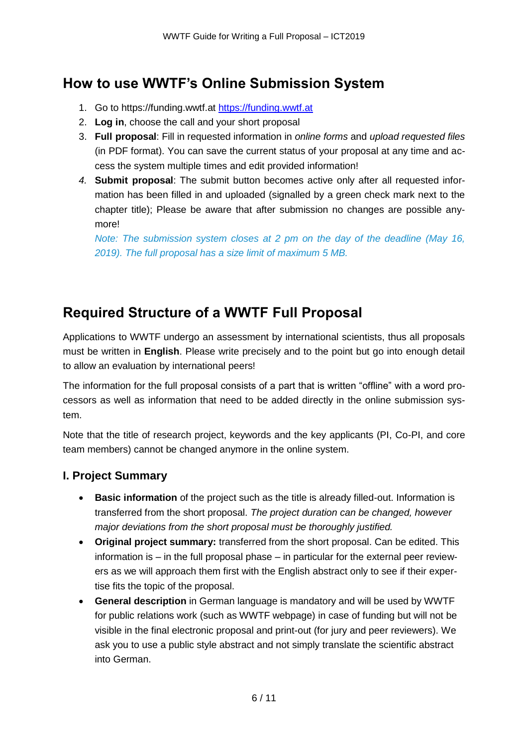## How to use WWTF's Online Submission System

1. Go to https://funding.wwtf.at [https://funding.wwtf.at](https://funding.wwtf.at)
2. **Log in**, choose the call and your short proposal
3. **Full proposal**: Fill in requested information in *online forms* and *upload requested files* (in PDF format). You can save the current status of your proposal at any time and access the system multiple times and edit provided information!
4. **Submit proposal**: The submit button becomes active only after all requested information has been filled in and uploaded (signalled by a green check mark next to the chapter title); Please be aware that after submission no changes are possible anymore!

   *Note: The submission system closes at 2 pm on the day of the deadline (May 16, 2019). The full proposal has a size limit of maximum 5 MB.*

## Required Structure of a WWTF Full Proposal

Applications to WWTF undergo an assessment by international scientists, thus all proposals must be written in **English**. Please write precisely and to the point but go into enough detail to allow an evaluation by international peers!

The information for the full proposal consists of a part that is written "offline" with a word processors as well as information that need to be added directly in the online submission system.

Note that the title of research project, keywords and the key applicants (PI, Co-PI, and core team members) cannot be changed anymore in the online system.

### I. Project Summary

- **Basic information** of the project such as the title is already filled-out. Information is transferred from the short proposal. *The project duration can be changed, however major deviations from the short proposal must be thoroughly justified.*
- **Original project summary:** transferred from the short proposal. Can be edited. This information is – in the full proposal phase – in particular for the external peer reviewers as we will approach them first with the English abstract only to see if their expertise fits the topic of the proposal.
- **General description** in German language is mandatory and will be used by WWTF for public relations work (such as WWTF webpage) in case of funding but will not be visible in the final electronic proposal and print-out (for jury and peer reviewers). We ask you to use a public style abstract and not simply translate the scientific abstract into German.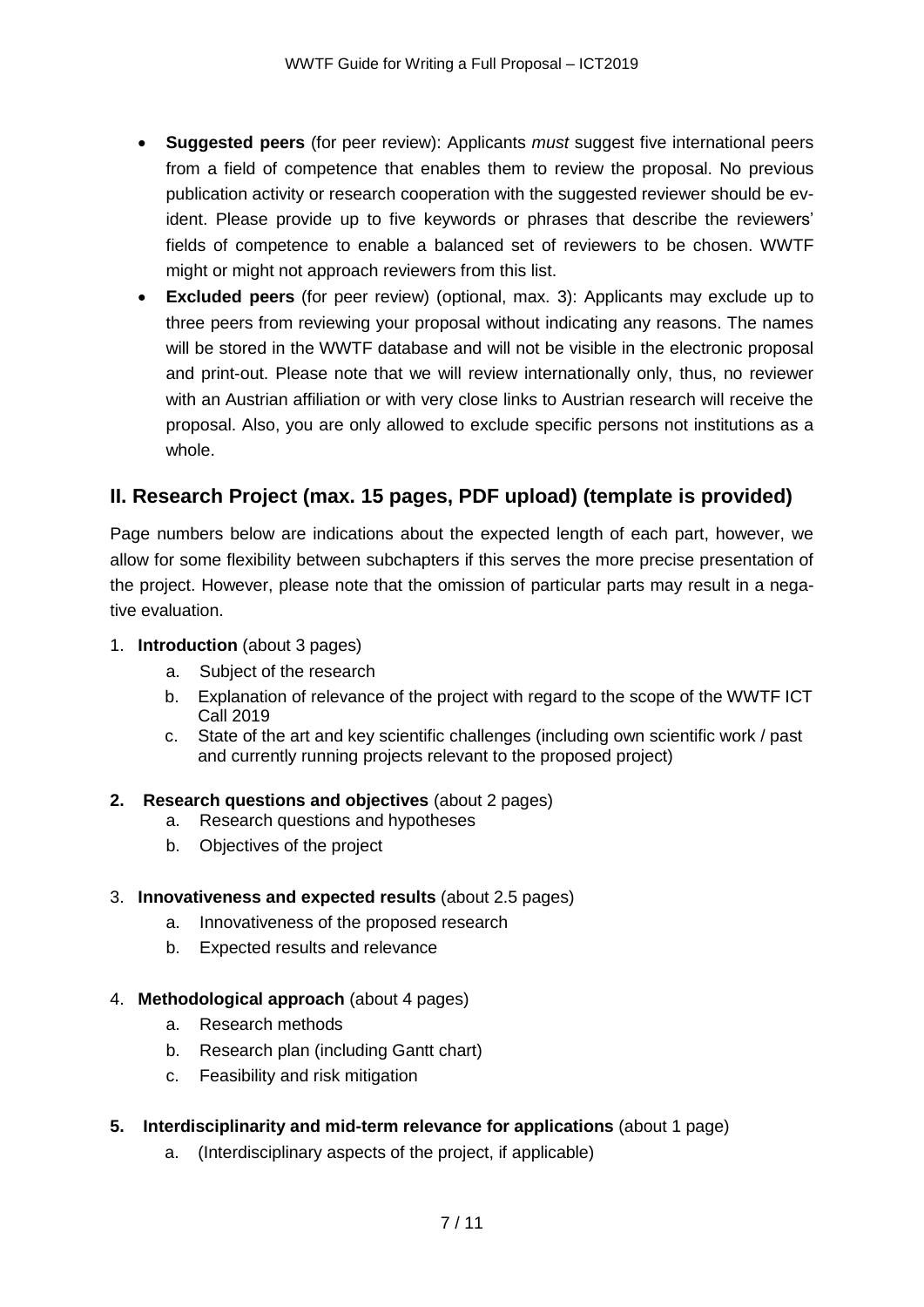- **Suggested peers** (for peer review): Applicants *must* suggest five international peers from a field of competence that enables them to review the proposal. No previous publication activity or research cooperation with the suggested reviewer should be evident. Please provide up to five keywords or phrases that describe the reviewers' fields of competence to enable a balanced set of reviewers to be chosen. WWTF might or might not approach reviewers from this list.
- **Excluded peers** (for peer review) (optional, max. 3): Applicants may exclude up to three peers from reviewing your proposal without indicating any reasons. The names will be stored in the WWTF database and will not be visible in the electronic proposal and print-out. Please note that we will review internationally only, thus, no reviewer with an Austrian affiliation or with very close links to Austrian research will receive the proposal. Also, you are only allowed to exclude specific persons not institutions as a whole.

## II. Research Project (max. 15 pages, PDF upload) (template is provided)

Page numbers below are indications about the expected length of each part, however, we allow for some flexibility between subchapters if this serves the more precise presentation of the project. However, please note that the omission of particular parts may result in a negative evaluation.

1. **Introduction** (about 3 pages)
    a. Subject of the research
    b. Explanation of relevance of the project with regard to the scope of the WWTF ICT Call 2019
    c. State of the art and key scientific challenges (including own scientific work / past and currently running projects relevant to the proposed project)

2. **Research questions and objectives** (about 2 pages)
    a. Research questions and hypotheses
    b. Objectives of the project

3. **Innovativeness and expected results** (about 2.5 pages)
    a. Innovativeness of the proposed research
    b. Expected results and relevance

4. **Methodological approach** (about 4 pages)
    a. Research methods
    b. Research plan (including Gantt chart)
    c. Feasibility and risk mitigation

5. **Interdisciplinarity and mid-term relevance for applications** (about 1 page)
    a. (Interdisciplinary aspects of the project, if applicable)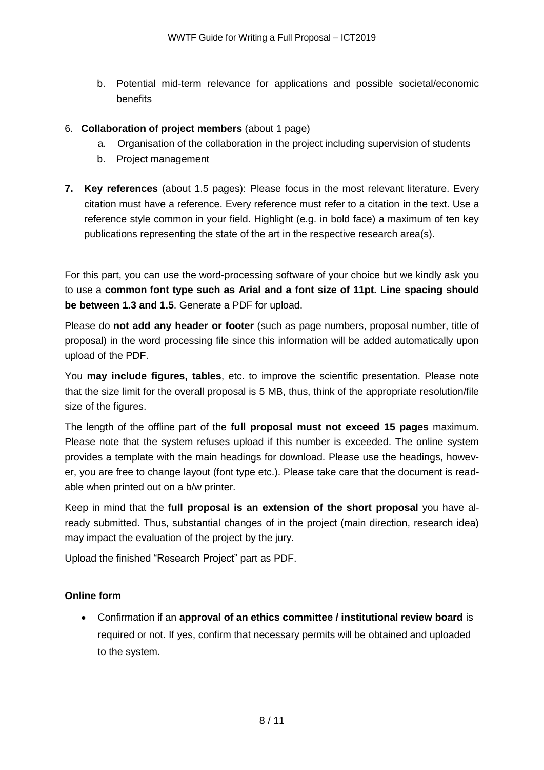b. Potential mid-term relevance for applications and possible societal/economic benefits

6. **Collaboration of project members** (about 1 page)
   a. Organisation of the collaboration in the project including supervision of students
   b. Project management

7. **Key references** (about 1.5 pages): Please focus in the most relevant literature. Every citation must have a reference. Every reference must refer to a citation in the text. Use a reference style common in your field. Highlight (e.g. in bold face) a maximum of ten key publications representing the state of the art in the respective research area(s).

For this part, you can use the word-processing software of your choice but we kindly ask you to use a **common font type such as Arial and a font size of 11pt. Line spacing should be between 1.3 and 1.5**. Generate a PDF for upload.

Please do **not add any header or footer** (such as page numbers, proposal number, title of proposal) in the word processing file since this information will be added automatically upon upload of the PDF.

You **may include figures, tables**, etc. to improve the scientific presentation. Please note that the size limit for the overall proposal is 5 MB, thus, think of the appropriate resolution/file size of the figures.

The length of the offline part of the **full proposal must not exceed 15 pages** maximum. Please note that the system refuses upload if this number is exceeded. The online system provides a template with the main headings for download. Please use the headings, however, you are free to change layout (font type etc.). Please take care that the document is readable when printed out on a b/w printer.

Keep in mind that the **full proposal is an extension of the short proposal** you have already submitted. Thus, substantial changes of in the project (main direction, research idea) may impact the evaluation of the project by the jury.

Upload the finished "Research Project" part as PDF.

**Online form**

- Confirmation if an **approval of an ethics committee / institutional review board** is required or not. If yes, confirm that necessary permits will be obtained and uploaded to the system.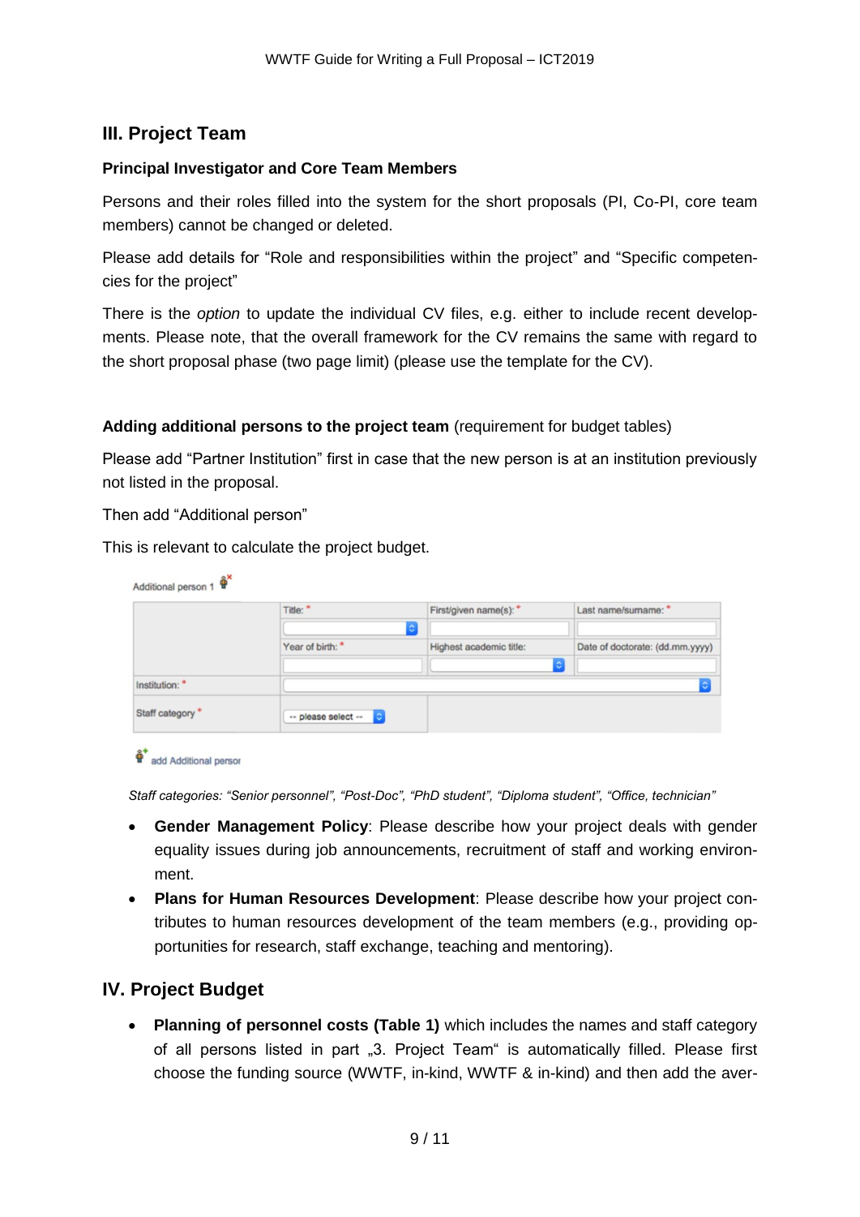## III. Project Team

### Principal Investigator and Core Team Members

Persons and their roles filled into the system for the short proposals (PI, Co-PI, core team members) cannot be changed or deleted.

Please add details for “Role and responsibilities within the project” and “Specific competencies for the project”

There is the *option* to update the individual CV files, e.g. either to include recent developments. Please note, that the overall framework for the CV remains the same with regard to the short proposal phase (two page limit) (please use the template for the CV).

**Adding additional persons to the project team** (requirement for budget tables)

Please add “Partner Institution” first in case that the new person is at an institution previously not listed in the proposal.

Then add “Additional person”

This is relevant to calculate the project budget.

Additional person 1

| | Title: * | First/given name(s): * | Last name/surname: * |
|---|---|---|---|
| | Year of birth: * | Highest academic title: | Date of doctorate: (dd.mm.yyyy) |
| Institution: * | | | |
| Staff category * | -- please select -- | | |

add Additional person

*Staff categories: “Senior personnel”, “Post-Doc”, “PhD student”, “Diploma student”, “Office, technician”*

- **Gender Management Policy**: Please describe how your project deals with gender equality issues during job announcements, recruitment of staff and working environment.
- **Plans for Human Resources Development**: Please describe how your project contributes to human resources development of the team members (e.g., providing opportunities for research, staff exchange, teaching and mentoring).

## IV. Project Budget

- **Planning of personnel costs (Table 1)** which includes the names and staff category of all persons listed in part „3. Project Team“ is automatically filled. Please first choose the funding source (WWTF, in-kind, WWTF & in-kind) and then add the aver-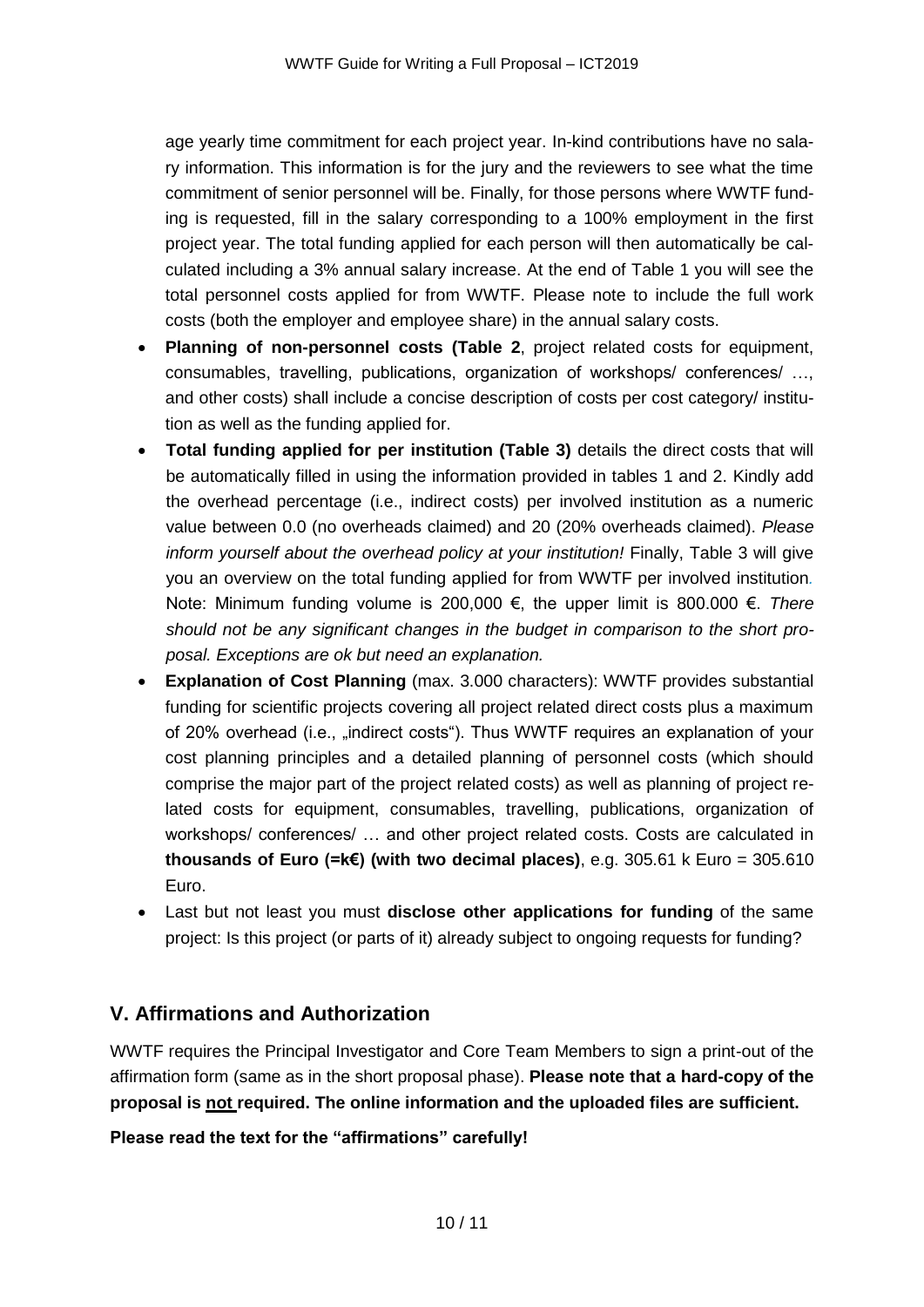age yearly time commitment for each project year. In-kind contributions have no salary information. This information is for the jury and the reviewers to see what the time commitment of senior personnel will be. Finally, for those persons where WWTF funding is requested, fill in the salary corresponding to a 100% employment in the first project year. The total funding applied for each person will then automatically be calculated including a 3% annual salary increase. At the end of Table 1 you will see the total personnel costs applied for from WWTF. Please note to include the full work costs (both the employer and employee share) in the annual salary costs.

- **Planning of non-personnel costs (Table 2**, project related costs for equipment, consumables, travelling, publications, organization of workshops/ conferences/ …, and other costs) shall include a concise description of costs per cost category/ institution as well as the funding applied for.
- **Total funding applied for per institution (Table 3)** details the direct costs that will be automatically filled in using the information provided in tables 1 and 2. Kindly add the overhead percentage (i.e., indirect costs) per involved institution as a numeric value between 0.0 (no overheads claimed) and 20 (20% overheads claimed). *Please inform yourself about the overhead policy at your institution!* Finally, Table 3 will give you an overview on the total funding applied for from WWTF per involved institution. Note: Minimum funding volume is 200,000 €, the upper limit is 800.000 €. *There should not be any significant changes in the budget in comparison to the short proposal. Exceptions are ok but need an explanation.*
- **Explanation of Cost Planning** (max. 3.000 characters): WWTF provides substantial funding for scientific projects covering all project related direct costs plus a maximum of 20% overhead (i.e., „indirect costs"). Thus WWTF requires an explanation of your cost planning principles and a detailed planning of personnel costs (which should comprise the major part of the project related costs) as well as planning of project related costs for equipment, consumables, travelling, publications, organization of workshops/ conferences/ … and other project related costs. Costs are calculated in **thousands of Euro (=k€) (with two decimal places)**, e.g. 305.61 k Euro = 305.610 Euro.
- Last but not least you must **disclose other applications for funding** of the same project: Is this project (or parts of it) already subject to ongoing requests for funding?

## V. Affirmations and Authorization

WWTF requires the Principal Investigator and Core Team Members to sign a print-out of the affirmation form (same as in the short proposal phase). **Please note that a hard-copy of the proposal is not required. The online information and the uploaded files are sufficient.**

**Please read the text for the "affirmations" carefully!**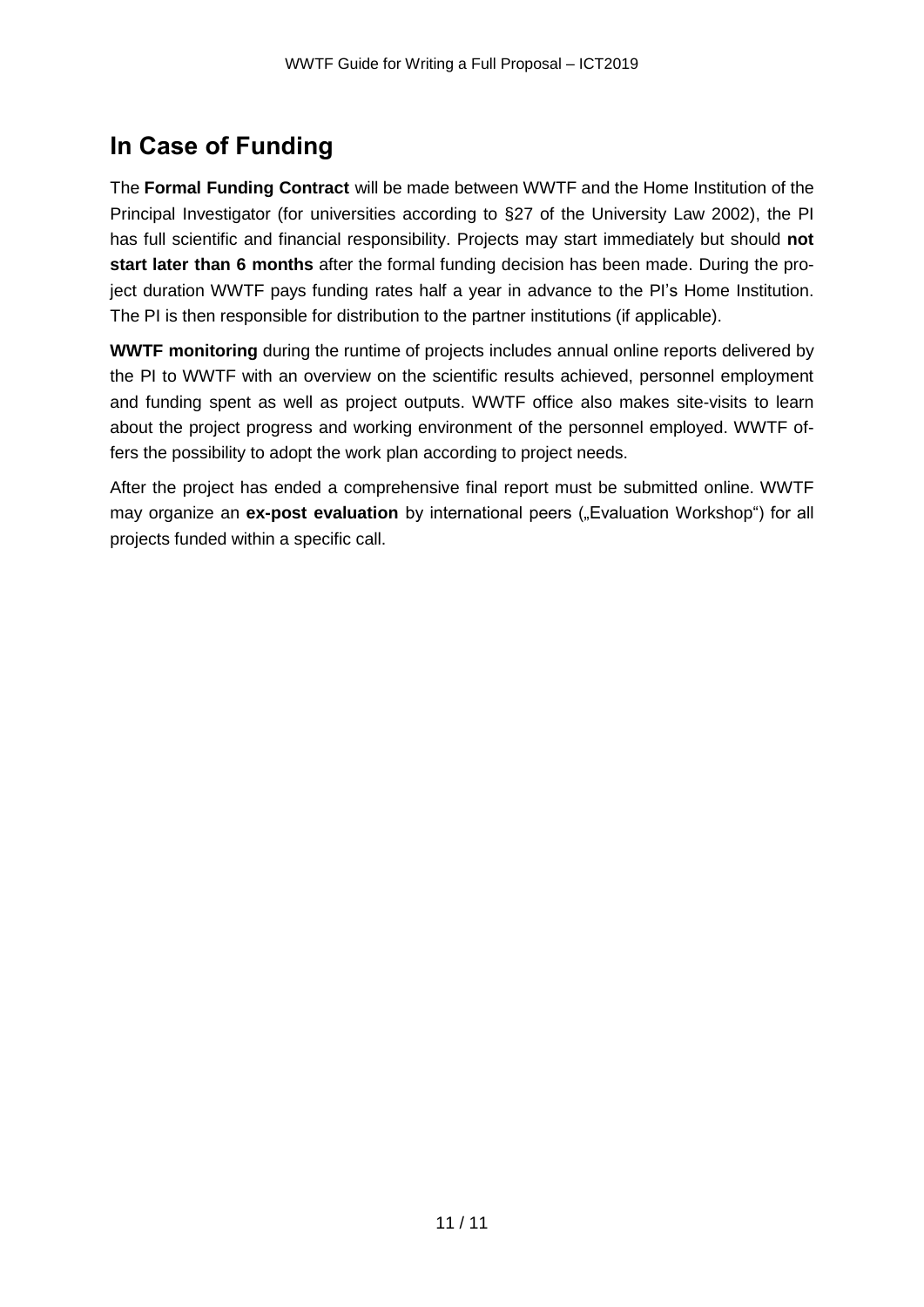## In Case of Funding

The **Formal Funding Contract** will be made between WWTF and the Home Institution of the Principal Investigator (for universities according to §27 of the University Law 2002), the PI has full scientific and financial responsibility. Projects may start immediately but should **not start later than 6 months** after the formal funding decision has been made. During the project duration WWTF pays funding rates half a year in advance to the PI's Home Institution. The PI is then responsible for distribution to the partner institutions (if applicable).

**WWTF monitoring** during the runtime of projects includes annual online reports delivered by the PI to WWTF with an overview on the scientific results achieved, personnel employment and funding spent as well as project outputs. WWTF office also makes site-visits to learn about the project progress and working environment of the personnel employed. WWTF offers the possibility to adopt the work plan according to project needs.

After the project has ended a comprehensive final report must be submitted online. WWTF may organize an **ex-post evaluation** by international peers („Evaluation Workshop") for all projects funded within a specific call.